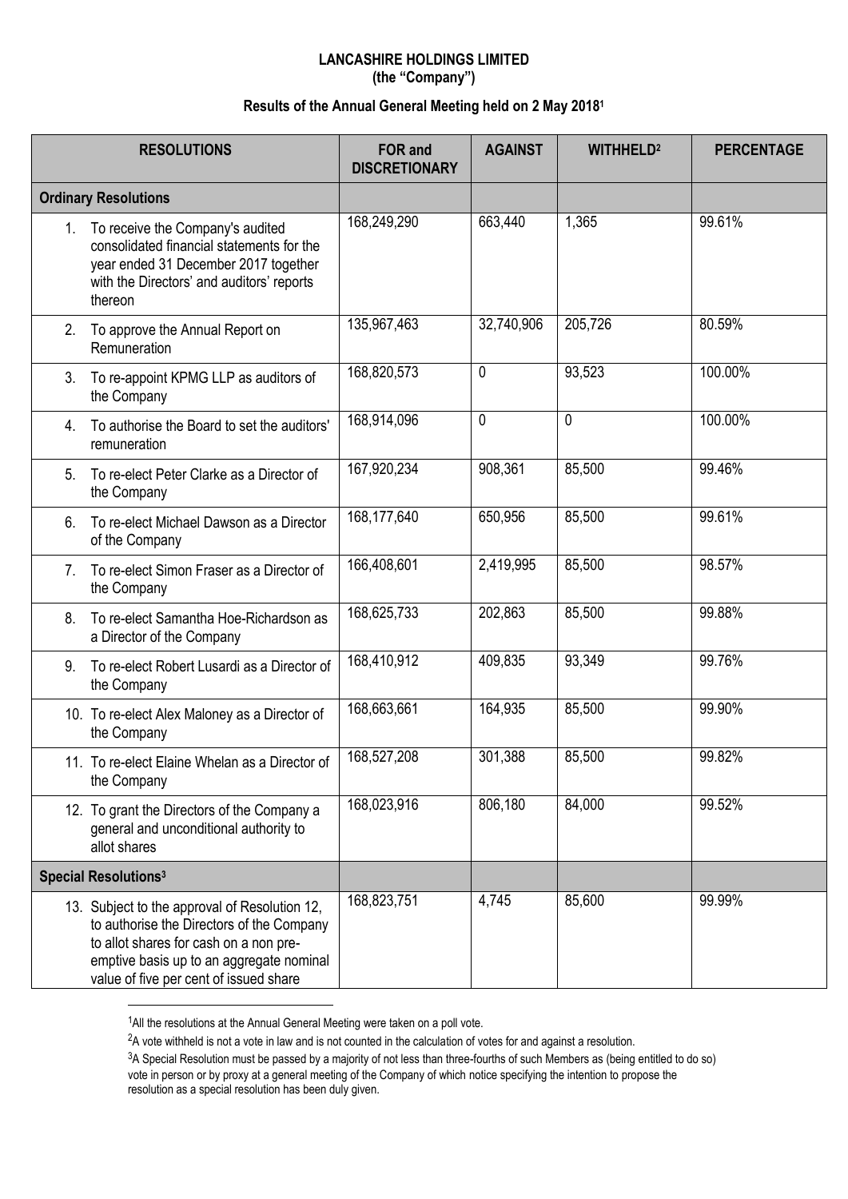**LANCASHIRE HOLDINGS LIMITED**
**(the "Company")**

**Results of the Annual General Meeting held on 2 May 2018[1]**

| RESOLUTIONS | FOR and DISCRETIONARY | AGAINST | WITHHELD[2] | PERCENTAGE |
|---|---|---|---|---|
| **Ordinary Resolutions** | | | | |
| 1. To receive the Company's audited consolidated financial statements for the year ended 31 December 2017 together with the Directors' and auditors' reports thereon | 168,249,290 | 663,440 | 1,365 | 99.61% |
| 2. To approve the Annual Report on Remuneration | 135,967,463 | 32,740,906 | 205,726 | 80.59% |
| 3. To re-appoint KPMG LLP as auditors of the Company | 168,820,573 | 0 | 93,523 | 100.00% |
| 4. To authorise the Board to set the auditors' remuneration | 168,914,096 | 0 | 0 | 100.00% |
| 5. To re-elect Peter Clarke as a Director of the Company | 167,920,234 | 908,361 | 85,500 | 99.46% |
| 6. To re-elect Michael Dawson as a Director of the Company | 168,177,640 | 650,956 | 85,500 | 99.61% |
| 7. To re-elect Simon Fraser as a Director of the Company | 166,408,601 | 2,419,995 | 85,500 | 98.57% |
| 8. To re-elect Samantha Hoe-Richardson as a Director of the Company | 168,625,733 | 202,863 | 85,500 | 99.88% |
| 9. To re-elect Robert Lusardi as a Director of the Company | 168,410,912 | 409,835 | 93,349 | 99.76% |
| 10. To re-elect Alex Maloney as a Director of the Company | 168,663,661 | 164,935 | 85,500 | 99.90% |
| 11. To re-elect Elaine Whelan as a Director of the Company | 168,527,208 | 301,388 | 85,500 | 99.82% |
| 12. To grant the Directors of the Company a general and unconditional authority to allot shares | 168,023,916 | 806,180 | 84,000 | 99.52% |
| **Special Resolutions[3]** | | | | |
| 13. Subject to the approval of Resolution 12, to authorise the Directors of the Company to allot shares for cash on a non pre-emptive basis up to an aggregate nominal value of five per cent of issued share | 168,823,751 | 4,745 | 85,600 | 99.99% |

[1]All the resolutions at the Annual General Meeting were taken on a poll vote.

[2]A vote withheld is not a vote in law and is not counted in the calculation of votes for and against a resolution.

[3]A Special Resolution must be passed by a majority of not less than three-fourths of such Members as (being entitled to do so) vote in person or by proxy at a general meeting of the Company of which notice specifying the intention to propose the resolution as a special resolution has been duly given.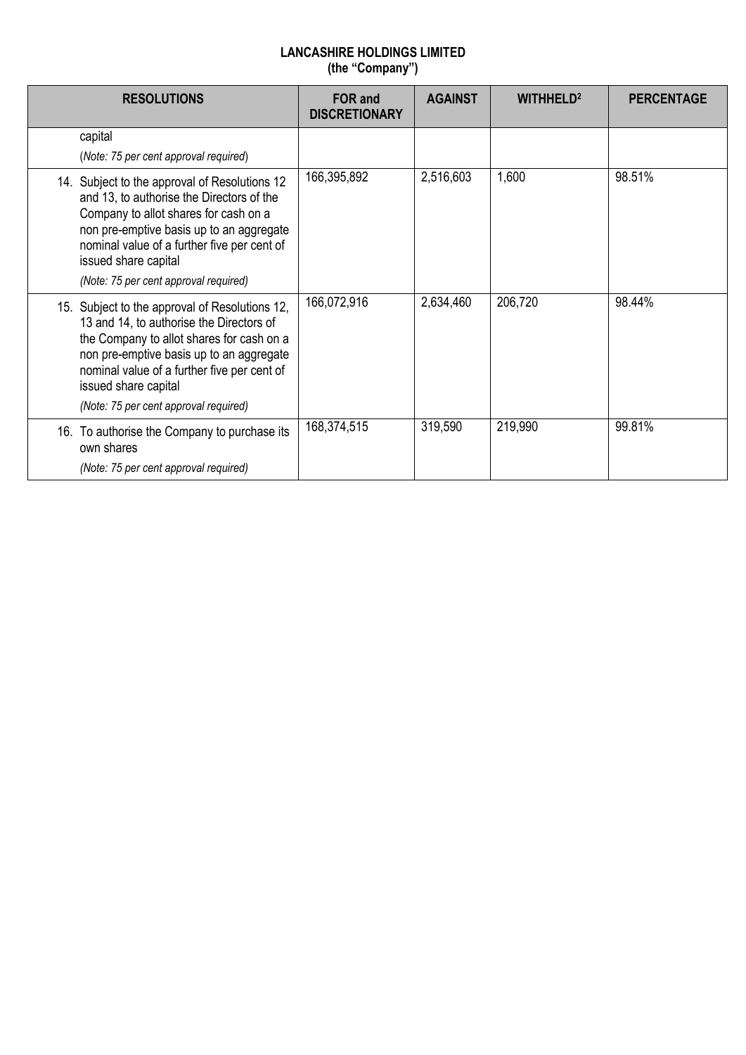**LANCASHIRE HOLDINGS LIMITED**
**(the "Company")**

| RESOLUTIONS | FOR and DISCRETIONARY | AGAINST | WITHHELD[2] | PERCENTAGE |
|---|---|---|---|---|
| capital<br>(*Note: 75 per cent approval required*) | | | | |
| 14. Subject to the approval of Resolutions 12 and 13, to authorise the Directors of the Company to allot shares for cash on a non pre-emptive basis up to an aggregate nominal value of a further five per cent of issued share capital<br>*(Note: 75 per cent approval required)* | 166,395,892 | 2,516,603 | 1,600 | 98.51% |
| 15. Subject to the approval of Resolutions 12, 13 and 14, to authorise the Directors of the Company to allot shares for cash on a non pre-emptive basis up to an aggregate nominal value of a further five per cent of issued share capital<br>*(Note: 75 per cent approval required)* | 166,072,916 | 2,634,460 | 206,720 | 98.44% |
| 16. To authorise the Company to purchase its own shares<br>*(Note: 75 per cent approval required)* | 168,374,515 | 319,590 | 219,990 | 99.81% |